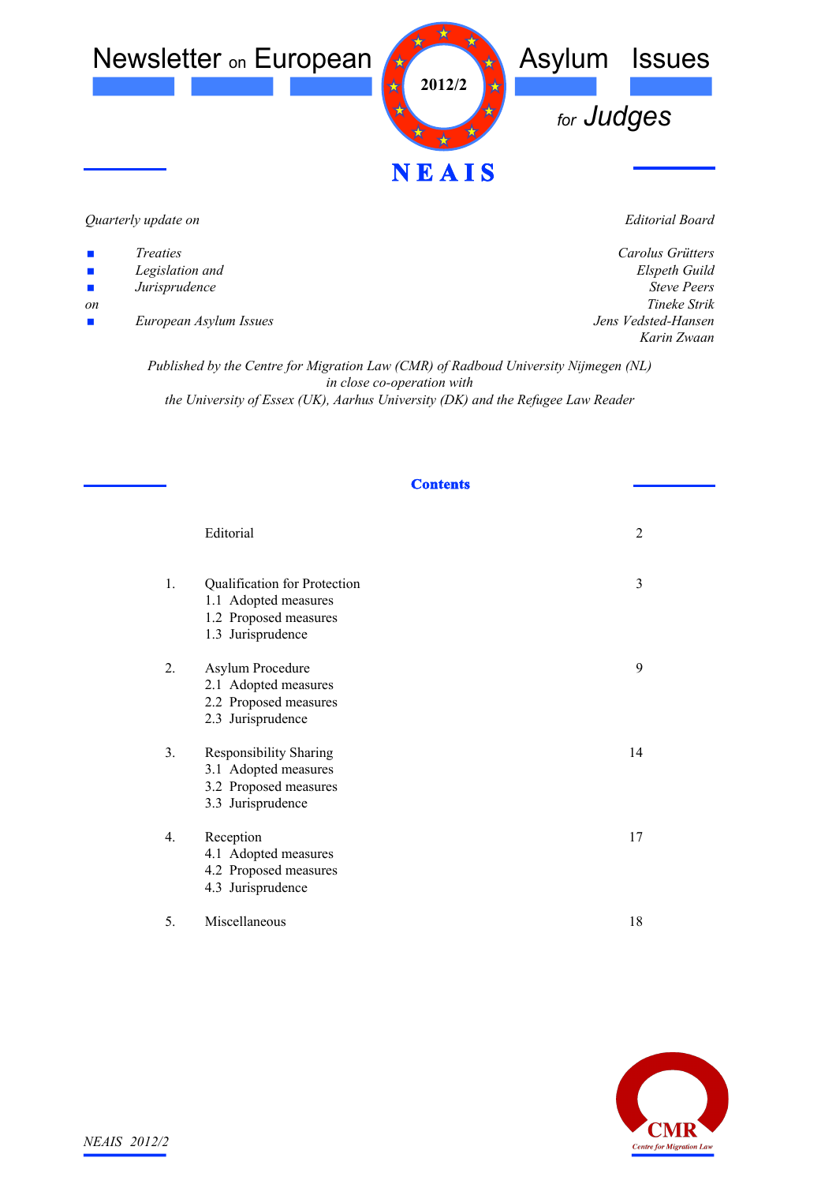# Newsletter on European Asylum Issues for Judges

**2012/2**

**NEAIS**

*Quarterly update on*

- *Treaties*
- *Legislation and*
- *Jurisprudence*

*on*

- *European Asylum Issues*

*Editorial Board*

*Carolus Grütters*
*Elspeth Guild*
*Steve Peers*
*Tineke Strik*
*Jens Vedsted-Hansen*
*Karin Zwaan*

*Published by the Centre for Migration Law (CMR) of Radboud University Nijmegen (NL)*
*in close co-operation with*
*the University of Essex (UK), Aarhus University (DK) and the Refugee Law Reader*

## Contents

| | | |
|---|---|---|
| | Editorial | 2 |
| 1. | Qualification for Protection<br>1.1 Adopted measures<br>1.2 Proposed measures<br>1.3 Jurisprudence | 3 |
| 2. | Asylum Procedure<br>2.1 Adopted measures<br>2.2 Proposed measures<br>2.3 Jurisprudence | 9 |
| 3. | Responsibility Sharing<br>3.1 Adopted measures<br>3.2 Proposed measures<br>3.3 Jurisprudence | 14 |
| 4. | Reception<br>4.1 Adopted measures<br>4.2 Proposed measures<br>4.3 Jurisprudence | 17 |
| 5. | Miscellaneous | 18 |

CMR
Centre for Migration Law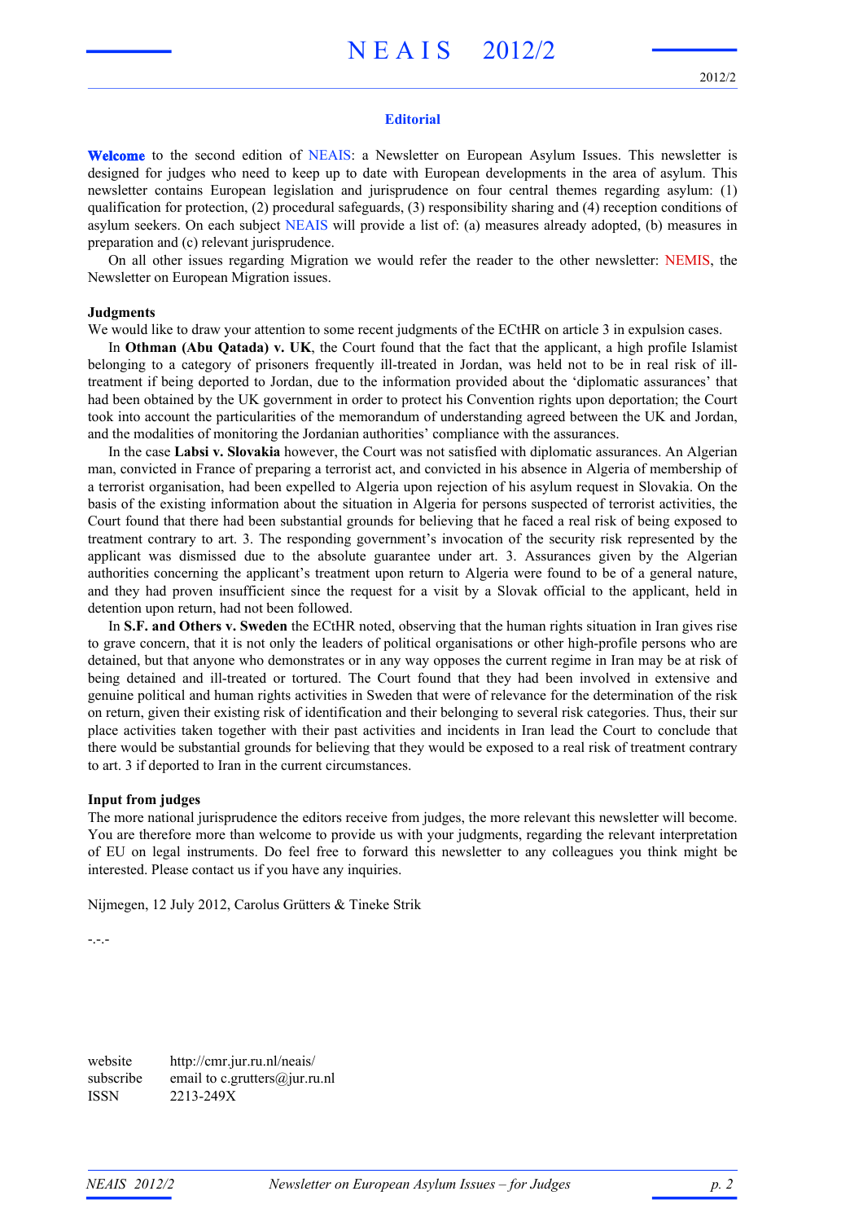## Editorial

**Welcome** to the second edition of NEAIS: a Newsletter on European Asylum Issues. This newsletter is designed for judges who need to keep up to date with European developments in the area of asylum. This newsletter contains European legislation and jurisprudence on four central themes regarding asylum: (1) qualification for protection, (2) procedural safeguards, (3) responsibility sharing and (4) reception conditions of asylum seekers. On each subject NEAIS will provide a list of: (a) measures already adopted, (b) measures in preparation and (c) relevant jurisprudence.

On all other issues regarding Migration we would refer the reader to the other newsletter: NEMIS, the Newsletter on European Migration issues.

### Judgments

We would like to draw your attention to some recent judgments of the ECtHR on article 3 in expulsion cases.

In **Othman (Abu Qatada) v. UK**, the Court found that the fact that the applicant, a high profile Islamist belonging to a category of prisoners frequently ill-treated in Jordan, was held not to be in real risk of ill-treatment if being deported to Jordan, due to the information provided about the 'diplomatic assurances' that had been obtained by the UK government in order to protect his Convention rights upon deportation; the Court took into account the particularities of the memorandum of understanding agreed between the UK and Jordan, and the modalities of monitoring the Jordanian authorities' compliance with the assurances.

In the case **Labsi v. Slovakia** however, the Court was not satisfied with diplomatic assurances. An Algerian man, convicted in France of preparing a terrorist act, and convicted in his absence in Algeria of membership of a terrorist organisation, had been expelled to Algeria upon rejection of his asylum request in Slovakia. On the basis of the existing information about the situation in Algeria for persons suspected of terrorist activities, the Court found that there had been substantial grounds for believing that he faced a real risk of being exposed to treatment contrary to art. 3. The responding government's invocation of the security risk represented by the applicant was dismissed due to the absolute guarantee under art. 3. Assurances given by the Algerian authorities concerning the applicant's treatment upon return to Algeria were found to be of a general nature, and they had proven insufficient since the request for a visit by a Slovak official to the applicant, held in detention upon return, had not been followed.

In **S.F. and Others v. Sweden** the ECtHR noted, observing that the human rights situation in Iran gives rise to grave concern, that it is not only the leaders of political organisations or other high-profile persons who are detained, but that anyone who demonstrates or in any way opposes the current regime in Iran may be at risk of being detained and ill-treated or tortured. The Court found that they had been involved in extensive and genuine political and human rights activities in Sweden that were of relevance for the determination of the risk on return, given their existing risk of identification and their belonging to several risk categories. Thus, their sur place activities taken together with their past activities and incidents in Iran lead the Court to conclude that there would be substantial grounds for believing that they would be exposed to a real risk of treatment contrary to art. 3 if deported to Iran in the current circumstances.

### Input from judges

The more national jurisprudence the editors receive from judges, the more relevant this newsletter will become. You are therefore more than welcome to provide us with your judgments, regarding the relevant interpretation of EU on legal instruments. Do feel free to forward this newsletter to any colleagues you think might be interested. Please contact us if you have any inquiries.

Nijmegen, 12 July 2012, Carolus Grütters & Tineke Strik

-.-.-

| | |
|---|---|
| website | http://cmr.jur.ru.nl/neais/ |
| subscribe | email to c.grutters@jur.ru.nl |
| ISSN | 2213-249X |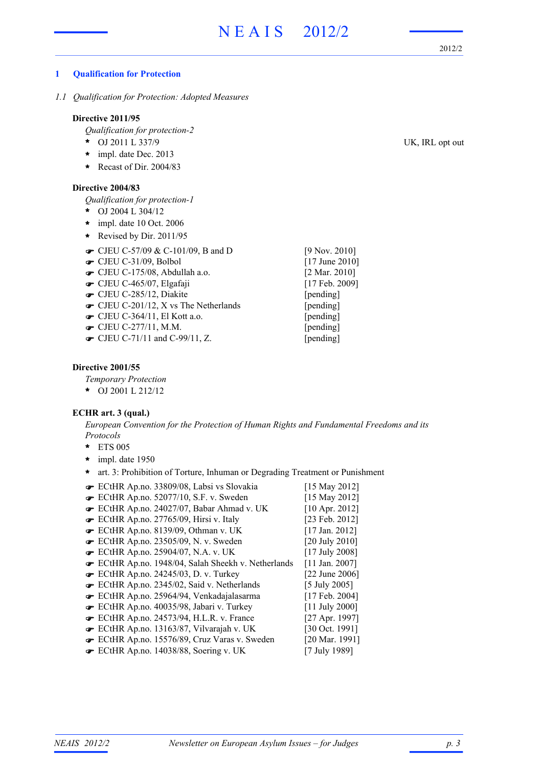## 1 Qualification for Protection

### *1.1 Qualification for Protection: Adopted Measures*

**Directive 2011/95**

*Qualification for protection-2*

- OJ 2011 L 337/9 — UK, IRL opt out
- impl. date Dec. 2013
- Recast of Dir. 2004/83

**Directive 2004/83**

*Qualification for protection-1*

- OJ 2004 L 304/12
- impl. date 10 Oct. 2006
- Revised by Dir. 2011/95

☞ CJEU C-57/09 & C-101/09, B and D [9 Nov. 2010]
☞ CJEU C-31/09, Bolbol [17 June 2010]
☞ CJEU C-175/08, Abdullah a.o. [2 Mar. 2010]
☞ CJEU C-465/07, Elgafaji [17 Feb. 2009]
☞ CJEU C-285/12, Diakite [pending]
☞ CJEU C-201/12, X vs The Netherlands [pending]
☞ CJEU C-364/11, El Kott a.o. [pending]
☞ CJEU C-277/11, M.M. [pending]
☞ CJEU C-71/11 and C-99/11, Z. [pending]

**Directive 2001/55**

*Temporary Protection*

- OJ 2001 L 212/12

**ECHR art. 3 (qual.)**

*European Convention for the Protection of Human Rights and Fundamental Freedoms and its Protocols*

- ETS 005
- impl. date 1950
- art. 3: Prohibition of Torture, Inhuman or Degrading Treatment or Punishment

☞ ECtHR Ap.no. 33809/08, Labsi vs Slovakia [15 May 2012]
☞ ECtHR Ap.no. 52077/10, S.F. v. Sweden [15 May 2012]
☞ ECtHR Ap.no. 24027/07, Babar Ahmad v. UK [10 Apr. 2012]
☞ ECtHR Ap.no. 27765/09, Hirsi v. Italy [23 Feb. 2012]
☞ ECtHR Ap.no. 8139/09, Othman v. UK [17 Jan. 2012]
☞ ECtHR Ap.no. 23505/09, N. v. Sweden [20 July 2010]
☞ ECtHR Ap.no. 25904/07, N.A. v. UK [17 July 2008]
☞ ECtHR Ap.no. 1948/04, Salah Sheekh v. Netherlands [11 Jan. 2007]
☞ ECtHR Ap.no. 24245/03, D. v. Turkey [22 June 2006]
☞ ECtHR Ap.no. 2345/02, Said v. Netherlands [5 July 2005]
☞ ECtHR Ap.no. 25964/94, Venkadajalasarma [17 Feb. 2004]
☞ ECtHR Ap.no. 40035/98, Jabari v. Turkey [11 July 2000]
☞ ECtHR Ap.no. 24573/94, H.L.R. v. France [27 Apr. 1997]
☞ ECtHR Ap.no. 13163/87, Vilvarajah v. UK [30 Oct. 1991]
☞ ECtHR Ap.no. 15576/89, Cruz Varas v. Sweden [20 Mar. 1991]
☞ ECtHR Ap.no. 14038/88, Soering v. UK [7 July 1989]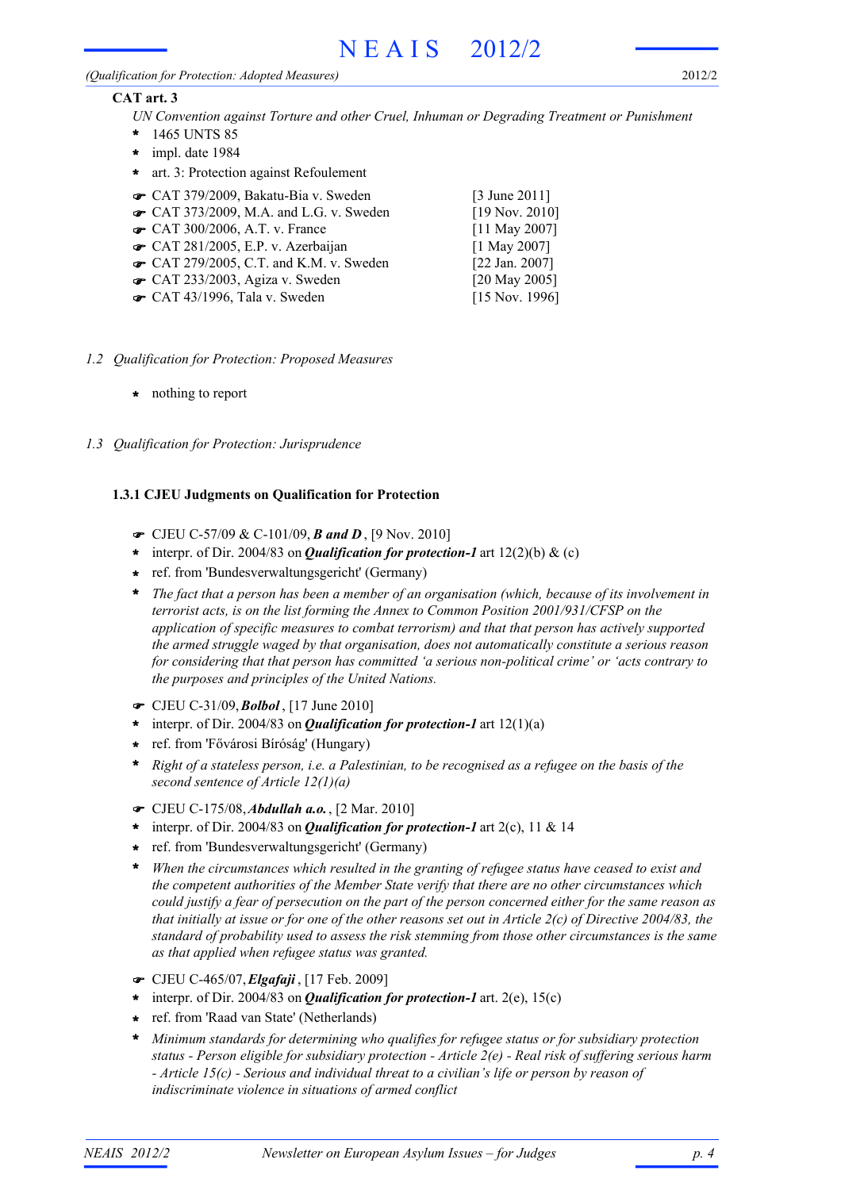**CAT art. 3**

*UN Convention against Torture and other Cruel, Inhuman or Degrading Treatment or Punishment*

- 1465 UNTS 85
- impl. date 1984
- art. 3: Protection against Refoulement

| | |
|---|---|
| ☛ CAT 379/2009, Bakatu-Bia v. Sweden | [3 June 2011] |
| ☛ CAT 373/2009, M.A. and L.G. v. Sweden | [19 Nov. 2010] |
| ☛ CAT 300/2006, A.T. v. France | [11 May 2007] |
| ☛ CAT 281/2005, E.P. v. Azerbaijan | [1 May 2007] |
| ☛ CAT 279/2005, C.T. and K.M. v. Sweden | [22 Jan. 2007] |
| ☛ CAT 233/2003, Agiza v. Sweden | [20 May 2005] |
| ☛ CAT 43/1996, Tala v. Sweden | [15 Nov. 1996] |

## *1.2 Qualification for Protection: Proposed Measures*

- nothing to report

## *1.3 Qualification for Protection: Jurisprudence*

### 1.3.1 CJEU Judgments on Qualification for Protection

☛ CJEU C-57/09 & C-101/09, ***B and D***, [9 Nov. 2010]

- interpr. of Dir. 2004/83 on ***Qualification for protection-1*** art 12(2)(b) & (c)
- ref. from 'Bundesverwaltungsgericht' (Germany)
- *The fact that a person has been a member of an organisation (which, because of its involvement in terrorist acts, is on the list forming the Annex to Common Position 2001/931/CFSP on the application of specific measures to combat terrorism) and that that person has actively supported the armed struggle waged by that organisation, does not automatically constitute a serious reason for considering that that person has committed 'a serious non-political crime' or 'acts contrary to the purposes and principles of the United Nations.*

☛ CJEU C-31/09, ***Bolbol***, [17 June 2010]

- interpr. of Dir. 2004/83 on ***Qualification for protection-1*** art 12(1)(a)
- ref. from 'Fővárosi Bíróság' (Hungary)
- *Right of a stateless person, i.e. a Palestinian, to be recognised as a refugee on the basis of the second sentence of Article 12(1)(a)*

☛ CJEU C-175/08, ***Abdullah a.o.***, [2 Mar. 2010]

- interpr. of Dir. 2004/83 on ***Qualification for protection-1*** art 2(c), 11 & 14
- ref. from 'Bundesverwaltungsgericht' (Germany)
- *When the circumstances which resulted in the granting of refugee status have ceased to exist and the competent authorities of the Member State verify that there are no other circumstances which could justify a fear of persecution on the part of the person concerned either for the same reason as that initially at issue or for one of the other reasons set out in Article 2(c) of Directive 2004/83, the standard of probability used to assess the risk stemming from those other circumstances is the same as that applied when refugee status was granted.*

☛ CJEU C-465/07, ***Elgafaji***, [17 Feb. 2009]

- interpr. of Dir. 2004/83 on ***Qualification for protection-1*** art. 2(e), 15(c)
- ref. from 'Raad van State' (Netherlands)
- *Minimum standards for determining who qualifies for refugee status or for subsidiary protection status - Person eligible for subsidiary protection - Article 2(e) - Real risk of suffering serious harm - Article 15(c) - Serious and individual threat to a civilian's life or person by reason of indiscriminate violence in situations of armed conflict*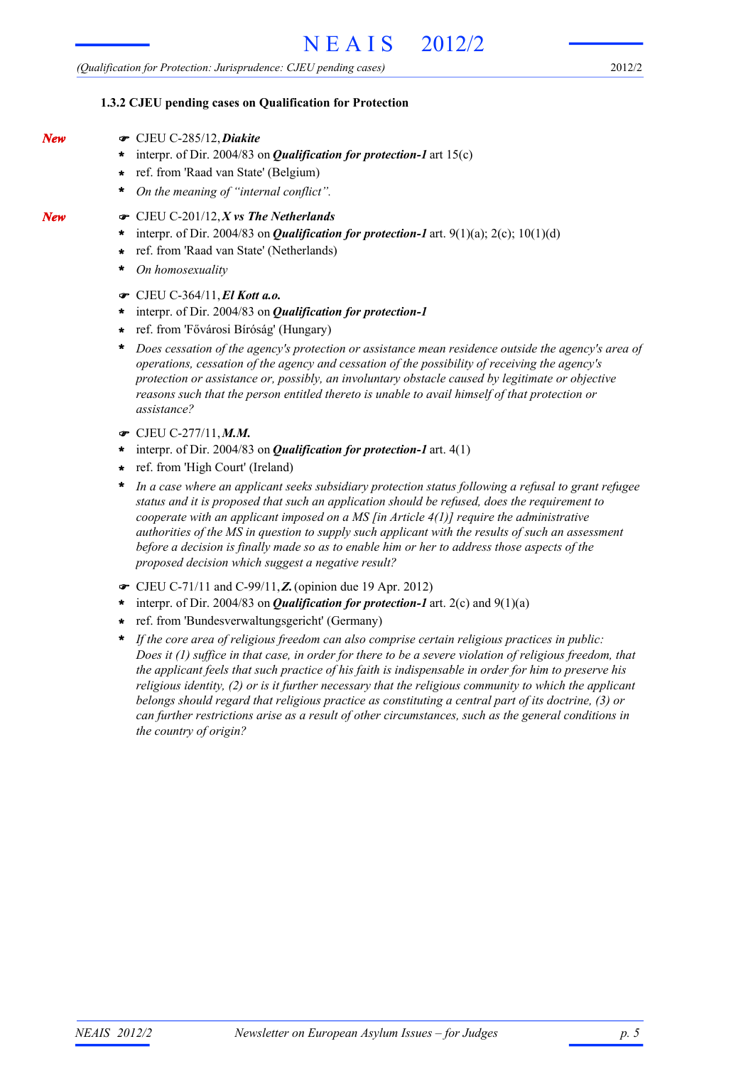### 1.3.2 CJEU pending cases on Qualification for Protection

*New*

- ☞ CJEU C-285/12, ***Diakite***
- \* interpr. of Dir. 2004/83 on ***Qualification for protection-1*** art 15(c)
- \* ref. from 'Raad van State' (Belgium)
- \* *On the meaning of "internal conflict".*

*New*

- ☞ CJEU C-201/12, ***X vs The Netherlands***
- \* interpr. of Dir. 2004/83 on ***Qualification for protection-1*** art. 9(1)(a); 2(c); 10(1)(d)
- \* ref. from 'Raad van State' (Netherlands)
- \* *On homosexuality*

- ☞ CJEU C-364/11, ***El Kott a.o.***
- \* interpr. of Dir. 2004/83 on ***Qualification for protection-1***
- \* ref. from 'Fővárosi Bíróság' (Hungary)
- \* *Does cessation of the agency's protection or assistance mean residence outside the agency's area of operations, cessation of the agency and cessation of the possibility of receiving the agency's protection or assistance or, possibly, an involuntary obstacle caused by legitimate or objective reasons such that the person entitled thereto is unable to avail himself of that protection or assistance?*

- ☞ CJEU C-277/11, ***M.M.***
- \* interpr. of Dir. 2004/83 on ***Qualification for protection-1*** art. 4(1)
- \* ref. from 'High Court' (Ireland)
- \* *In a case where an applicant seeks subsidiary protection status following a refusal to grant refugee status and it is proposed that such an application should be refused, does the requirement to cooperate with an applicant imposed on a MS [in Article 4(1)] require the administrative authorities of the MS in question to supply such applicant with the results of such an assessment before a decision is finally made so as to enable him or her to address those aspects of the proposed decision which suggest a negative result?*

- ☞ CJEU C-71/11 and C-99/11, ***Z.*** (opinion due 19 Apr. 2012)
- \* interpr. of Dir. 2004/83 on ***Qualification for protection-1*** art. 2(c) and 9(1)(a)
- \* ref. from 'Bundesverwaltungsgericht' (Germany)
- \* *If the core area of religious freedom can also comprise certain religious practices in public: Does it (1) suffice in that case, in order for there to be a severe violation of religious freedom, that the applicant feels that such practice of his faith is indispensable in order for him to preserve his religious identity, (2) or is it further necessary that the religious community to which the applicant belongs should regard that religious practice as constituting a central part of its doctrine, (3) or can further restrictions arise as a result of other circumstances, such as the general conditions in the country of origin?*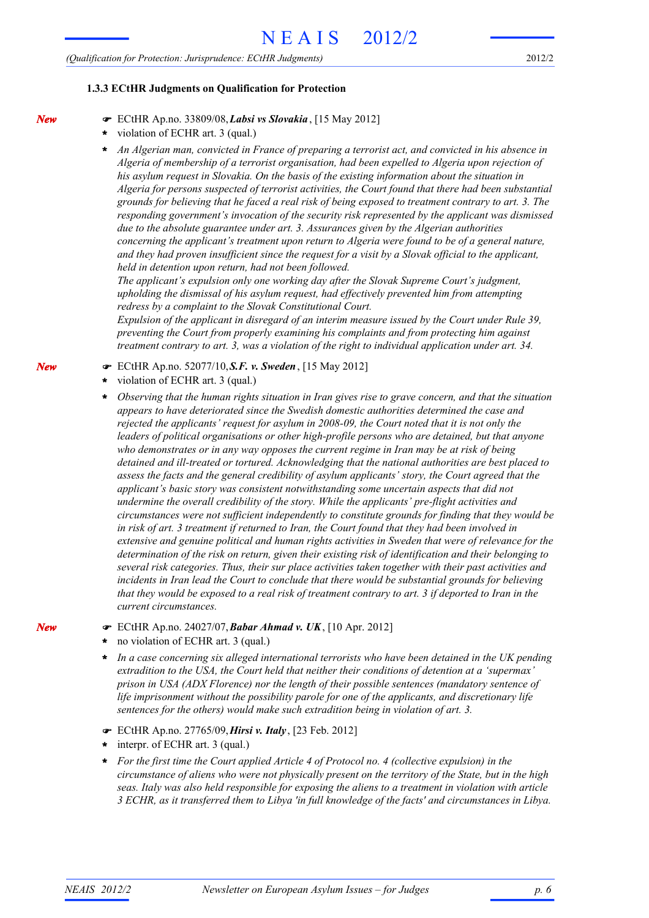### 1.3.3 ECtHR Judgments on Qualification for Protection

*New*

- ☛ ECtHR Ap.no. 33809/08, ***Labsi vs Slovakia***, [15 May 2012]
- \* violation of ECHR art. 3 (qual.)
- \* *An Algerian man, convicted in France of preparing a terrorist act, and convicted in his absence in Algeria of membership of a terrorist organisation, had been expelled to Algeria upon rejection of his asylum request in Slovakia. On the basis of the existing information about the situation in Algeria for persons suspected of terrorist activities, the Court found that there had been substantial grounds for believing that he faced a real risk of being exposed to treatment contrary to art. 3. The responding government's invocation of the security risk represented by the applicant was dismissed due to the absolute guarantee under art. 3. Assurances given by the Algerian authorities concerning the applicant's treatment upon return to Algeria were found to be of a general nature, and they had proven insufficient since the request for a visit by a Slovak official to the applicant, held in detention upon return, had not been followed.*
  *The applicant's expulsion only one working day after the Slovak Supreme Court's judgment, upholding the dismissal of his asylum request, had effectively prevented him from attempting redress by a complaint to the Slovak Constitutional Court.*
  *Expulsion of the applicant in disregard of an interim measure issued by the Court under Rule 39, preventing the Court from properly examining his complaints and from protecting him against treatment contrary to art. 3, was a violation of the right to individual application under art. 34.*

*New*

- ☛ ECtHR Ap.no. 52077/10, ***S.F. v. Sweden***, [15 May 2012]
- \* violation of ECHR art. 3 (qual.)
- \* *Observing that the human rights situation in Iran gives rise to grave concern, and that the situation appears to have deteriorated since the Swedish domestic authorities determined the case and rejected the applicants' request for asylum in 2008-09, the Court noted that it is not only the leaders of political organisations or other high-profile persons who are detained, but that anyone who demonstrates or in any way opposes the current regime in Iran may be at risk of being detained and ill-treated or tortured. Acknowledging that the national authorities are best placed to assess the facts and the general credibility of asylum applicants' story, the Court agreed that the applicant's basic story was consistent notwithstanding some uncertain aspects that did not undermine the overall credibility of the story. While the applicants' pre-flight activities and circumstances were not sufficient independently to constitute grounds for finding that they would be in risk of art. 3 treatment if returned to Iran, the Court found that they had been involved in extensive and genuine political and human rights activities in Sweden that were of relevance for the determination of the risk on return, given their existing risk of identification and their belonging to several risk categories. Thus, their sur place activities taken together with their past activities and incidents in Iran lead the Court to conclude that there would be substantial grounds for believing that they would be exposed to a real risk of treatment contrary to art. 3 if deported to Iran in the current circumstances.*

*New*

- ☛ ECtHR Ap.no. 24027/07, ***Babar Ahmad v. UK***, [10 Apr. 2012]
- \* no violation of ECHR art. 3 (qual.)
- \* *In a case concerning six alleged international terrorists who have been detained in the UK pending extradition to the USA, the Court held that neither their conditions of detention at a 'supermax' prison in USA (ADX Florence) nor the length of their possible sentences (mandatory sentence of life imprisonment without the possibility parole for one of the applicants, and discretionary life sentences for the others) would make such extradition being in violation of art. 3.*

- ☛ ECtHR Ap.no. 27765/09, ***Hirsi v. Italy***, [23 Feb. 2012]
- \* interpr. of ECHR art. 3 (qual.)
- \* *For the first time the Court applied Article 4 of Protocol no. 4 (collective expulsion) in the circumstance of aliens who were not physically present on the territory of the State, but in the high seas. Italy was also held responsible for exposing the aliens to a treatment in violation with article 3 ECHR, as it transferred them to Libya 'in full knowledge of the facts' and circumstances in Libya.*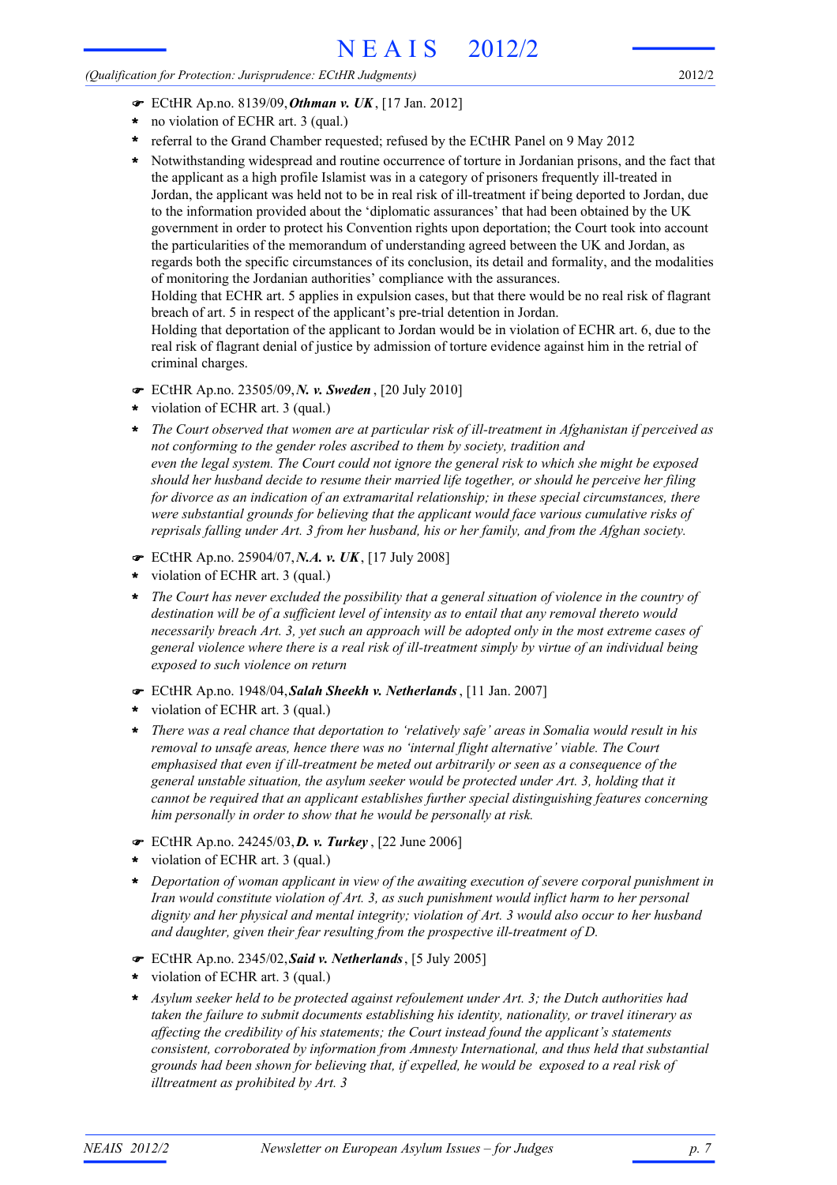- ☛ ECtHR Ap.no. 8139/09, ***Othman v. UK***, [17 Jan. 2012]
- * no violation of ECHR art. 3 (qual.)
- * referral to the Grand Chamber requested; refused by the ECtHR Panel on 9 May 2012
- * Notwithstanding widespread and routine occurrence of torture in Jordanian prisons, and the fact that the applicant as a high profile Islamist was in a category of prisoners frequently ill-treated in Jordan, the applicant was held not to be in real risk of ill-treatment if being deported to Jordan, due to the information provided about the 'diplomatic assurances' that had been obtained by the UK government in order to protect his Convention rights upon deportation; the Court took into account the particularities of the memorandum of understanding agreed between the UK and Jordan, as regards both the specific circumstances of its conclusion, its detail and formality, and the modalities of monitoring the Jordanian authorities' compliance with the assurances.
  Holding that ECHR art. 5 applies in expulsion cases, but that there would be no real risk of flagrant breach of art. 5 in respect of the applicant's pre-trial detention in Jordan.
  Holding that deportation of the applicant to Jordan would be in violation of ECHR art. 6, due to the real risk of flagrant denial of justice by admission of torture evidence against him in the retrial of criminal charges.

- ☛ ECtHR Ap.no. 23505/09, ***N. v. Sweden***, [20 July 2010]
- * violation of ECHR art. 3 (qual.)
- * *The Court observed that women are at particular risk of ill-treatment in Afghanistan if perceived as not conforming to the gender roles ascribed to them by society, tradition and even the legal system. The Court could not ignore the general risk to which she might be exposed should her husband decide to resume their married life together, or should he perceive her filing for divorce as an indication of an extramarital relationship; in these special circumstances, there were substantial grounds for believing that the applicant would face various cumulative risks of reprisals falling under Art. 3 from her husband, his or her family, and from the Afghan society.*

- ☛ ECtHR Ap.no. 25904/07, ***N.A. v. UK***, [17 July 2008]
- * violation of ECHR art. 3 (qual.)
- * *The Court has never excluded the possibility that a general situation of violence in the country of destination will be of a sufficient level of intensity as to entail that any removal thereto would necessarily breach Art. 3, yet such an approach will be adopted only in the most extreme cases of general violence where there is a real risk of ill-treatment simply by virtue of an individual being exposed to such violence on return*

- ☛ ECtHR Ap.no. 1948/04, ***Salah Sheekh v. Netherlands***, [11 Jan. 2007]
- * violation of ECHR art. 3 (qual.)
- * *There was a real chance that deportation to 'relatively safe' areas in Somalia would result in his removal to unsafe areas, hence there was no 'internal flight alternative' viable. The Court emphasised that even if ill-treatment be meted out arbitrarily or seen as a consequence of the general unstable situation, the asylum seeker would be protected under Art. 3, holding that it cannot be required that an applicant establishes further special distinguishing features concerning him personally in order to show that he would be personally at risk.*

- ☛ ECtHR Ap.no. 24245/03, ***D. v. Turkey***, [22 June 2006]
- * violation of ECHR art. 3 (qual.)
- * *Deportation of woman applicant in view of the awaiting execution of severe corporal punishment in Iran would constitute violation of Art. 3, as such punishment would inflict harm to her personal dignity and her physical and mental integrity; violation of Art. 3 would also occur to her husband and daughter, given their fear resulting from the prospective ill-treatment of D.*

- ☛ ECtHR Ap.no. 2345/02, ***Said v. Netherlands***, [5 July 2005]
- * violation of ECHR art. 3 (qual.)
- * *Asylum seeker held to be protected against refoulement under Art. 3; the Dutch authorities had taken the failure to submit documents establishing his identity, nationality, or travel itinerary as affecting the credibility of his statements; the Court instead found the applicant's statements consistent, corroborated by information from Amnesty International, and thus held that substantial grounds had been shown for believing that, if expelled, he would be exposed to a real risk of illtreatment as prohibited by Art. 3*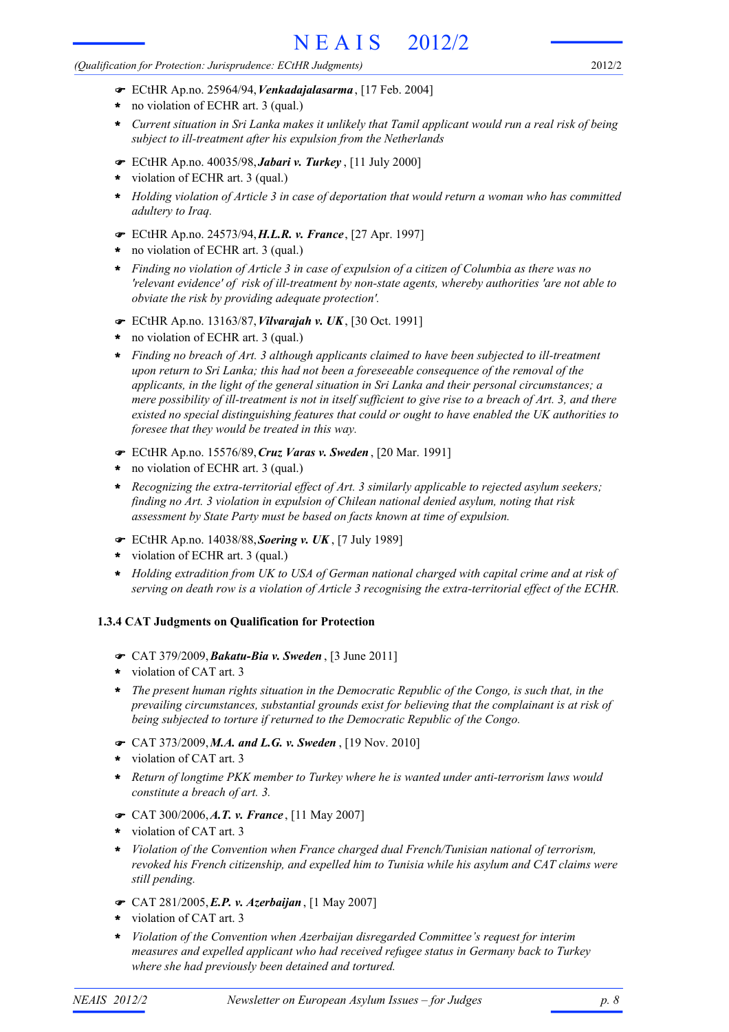- ☛ ECtHR Ap.no. 25964/94, ***Venkadajalasarma***, [17 Feb. 2004]
- * no violation of ECHR art. 3 (qual.)
- * *Current situation in Sri Lanka makes it unlikely that Tamil applicant would run a real risk of being subject to ill-treatment after his expulsion from the Netherlands*

- ☛ ECtHR Ap.no. 40035/98, ***Jabari v. Turkey***, [11 July 2000]
- * violation of ECHR art. 3 (qual.)
- * *Holding violation of Article 3 in case of deportation that would return a woman who has committed adultery to Iraq.*

- ☛ ECtHR Ap.no. 24573/94, ***H.L.R. v. France***, [27 Apr. 1997]
- * no violation of ECHR art. 3 (qual.)
- * *Finding no violation of Article 3 in case of expulsion of a citizen of Columbia as there was no 'relevant evidence' of risk of ill-treatment by non-state agents, whereby authorities 'are not able to obviate the risk by providing adequate protection'.*

- ☛ ECtHR Ap.no. 13163/87, ***Vilvarajah v. UK***, [30 Oct. 1991]
- * no violation of ECHR art. 3 (qual.)
- * *Finding no breach of Art. 3 although applicants claimed to have been subjected to ill-treatment upon return to Sri Lanka; this had not been a foreseeable consequence of the removal of the applicants, in the light of the general situation in Sri Lanka and their personal circumstances; a mere possibility of ill-treatment is not in itself sufficient to give rise to a breach of Art. 3, and there existed no special distinguishing features that could or ought to have enabled the UK authorities to foresee that they would be treated in this way.*

- ☛ ECtHR Ap.no. 15576/89, ***Cruz Varas v. Sweden***, [20 Mar. 1991]
- * no violation of ECHR art. 3 (qual.)
- * *Recognizing the extra-territorial effect of Art. 3 similarly applicable to rejected asylum seekers; finding no Art. 3 violation in expulsion of Chilean national denied asylum, noting that risk assessment by State Party must be based on facts known at time of expulsion.*

- ☛ ECtHR Ap.no. 14038/88, ***Soering v. UK***, [7 July 1989]
- * violation of ECHR art. 3 (qual.)
- * *Holding extradition from UK to USA of German national charged with capital crime and at risk of serving on death row is a violation of Article 3 recognising the extra-territorial effect of the ECHR.*

### 1.3.4 CAT Judgments on Qualification for Protection

- ☛ CAT 379/2009, ***Bakatu-Bia v. Sweden***, [3 June 2011]
- * violation of CAT art. 3
- * *The present human rights situation in the Democratic Republic of the Congo, is such that, in the prevailing circumstances, substantial grounds exist for believing that the complainant is at risk of being subjected to torture if returned to the Democratic Republic of the Congo.*

- ☛ CAT 373/2009, ***M.A. and L.G. v. Sweden***, [19 Nov. 2010]
- * violation of CAT art. 3
- * *Return of longtime PKK member to Turkey where he is wanted under anti-terrorism laws would constitute a breach of art. 3.*

- ☛ CAT 300/2006, ***A.T. v. France***, [11 May 2007]
- * violation of CAT art. 3
- * *Violation of the Convention when France charged dual French/Tunisian national of terrorism, revoked his French citizenship, and expelled him to Tunisia while his asylum and CAT claims were still pending.*

- ☛ CAT 281/2005, ***E.P. v. Azerbaijan***, [1 May 2007]
- * violation of CAT art. 3
- * *Violation of the Convention when Azerbaijan disregarded Committee's request for interim measures and expelled applicant who had received refugee status in Germany back to Turkey where she had previously been detained and tortured.*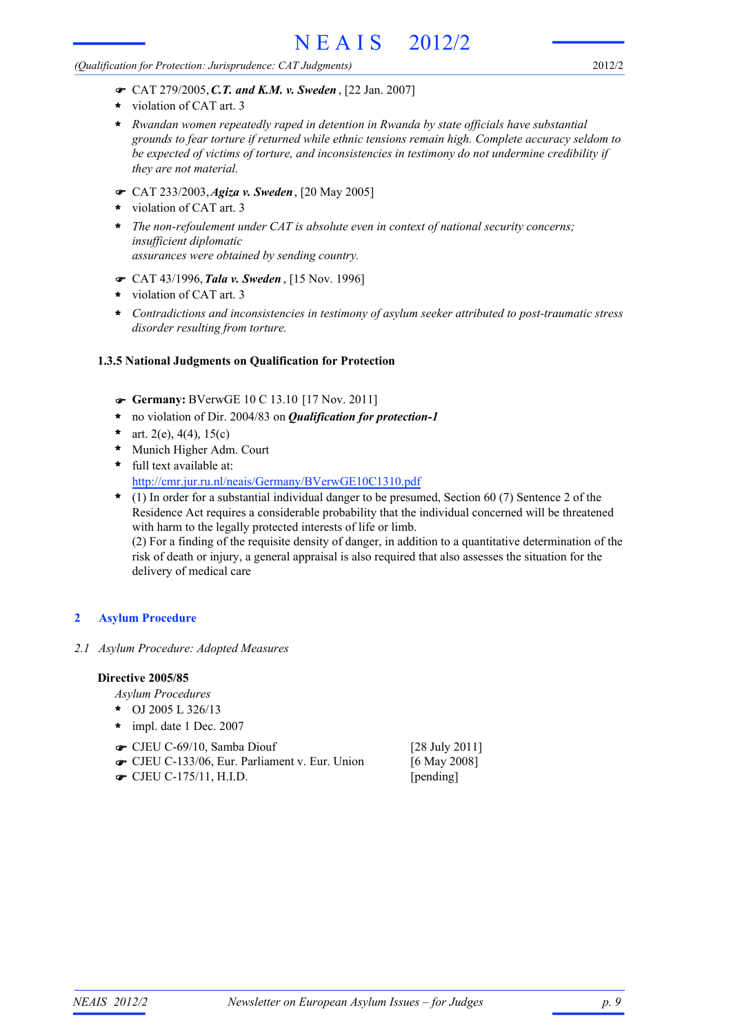- ☛ CAT 279/2005, ***C.T. and K.M. v. Sweden***, [22 Jan. 2007]
  - \* violation of CAT art. 3
  - \* *Rwandan women repeatedly raped in detention in Rwanda by state officials have substantial grounds to fear torture if returned while ethnic tensions remain high. Complete accuracy seldom to be expected of victims of torture, and inconsistencies in testimony do not undermine credibility if they are not material.*
- ☛ CAT 233/2003, ***Agiza v. Sweden***, [20 May 2005]
  - \* violation of CAT art. 3
  - \* *The non-refoulement under CAT is absolute even in context of national security concerns; insufficient diplomatic assurances were obtained by sending country.*
- ☛ CAT 43/1996, ***Tala v. Sweden***, [15 Nov. 1996]
  - \* violation of CAT art. 3
  - \* *Contradictions and inconsistencies in testimony of asylum seeker attributed to post-traumatic stress disorder resulting from torture.*

#### 1.3.5 National Judgments on Qualification for Protection

- ☛ **Germany:** BVerwGE 10 C 13.10 [17 Nov. 2011]
  - \* no violation of Dir. 2004/83 on ***Qualification for protection-1***
  - \* art. 2(e), 4(4), 15(c)
  - \* Munich Higher Adm. Court
  - \* full text available at: http://cmr.jur.ru.nl/neais/Germany/BVerwGE10C1310.pdf
  - \* (1) In order for a substantial individual danger to be presumed, Section 60 (7) Sentence 2 of the Residence Act requires a considerable probability that the individual concerned will be threatened with harm to the legally protected interests of life or limb.
    (2) For a finding of the requisite density of danger, in addition to a quantitative determination of the risk of death or injury, a general appraisal is also required that also assesses the situation for the delivery of medical care

## 2 Asylum Procedure

### 2.1 Asylum Procedure: Adopted Measures

#### Directive 2005/85

*Asylum Procedures*

- \* OJ 2005 L 326/13
- \* impl. date 1 Dec. 2007

| | |
|---|---|
| ☛ CJEU C-69/10, Samba Diouf | [28 July 2011] |
| ☛ CJEU C-133/06, Eur. Parliament v. Eur. Union | [6 May 2008] |
| ☛ CJEU C-175/11, H.I.D. | [pending] |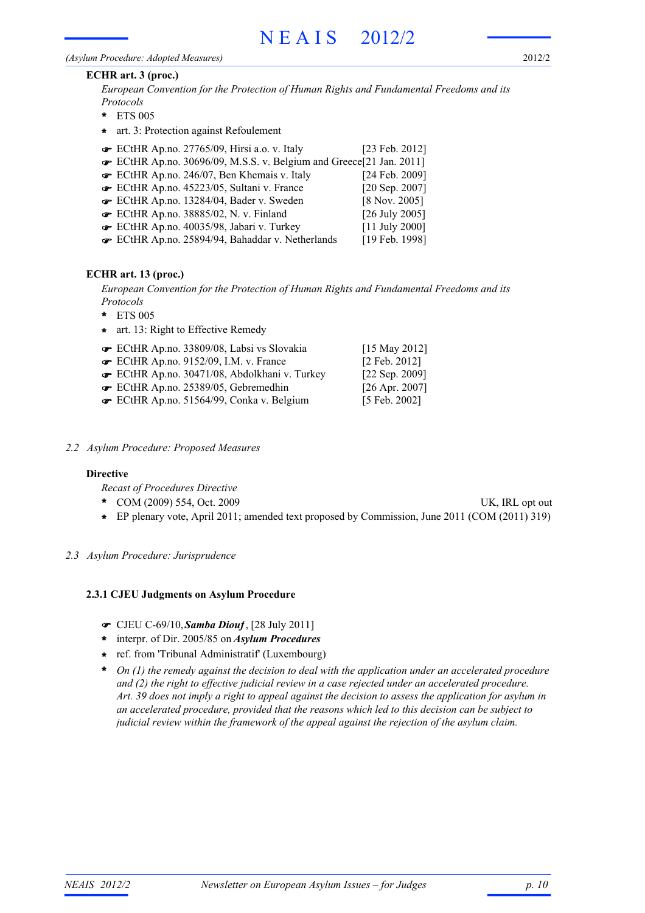**ECHR art. 3 (proc.)**

*European Convention for the Protection of Human Rights and Fundamental Freedoms and its Protocols*

- ETS 005
- art. 3: Protection against Refoulement

- ☛ ECtHR Ap.no. 27765/09, Hirsi a.o. v. Italy [23 Feb. 2012]
- ☛ ECtHR Ap.no. 30696/09, M.S.S. v. Belgium and Greece [21 Jan. 2011]
- ☛ ECtHR Ap.no. 246/07, Ben Khemais v. Italy [24 Feb. 2009]
- ☛ ECtHR Ap.no. 45223/05, Sultani v. France [20 Sep. 2007]
- ☛ ECtHR Ap.no. 13284/04, Bader v. Sweden [8 Nov. 2005]
- ☛ ECtHR Ap.no. 38885/02, N. v. Finland [26 July 2005]
- ☛ ECtHR Ap.no. 40035/98, Jabari v. Turkey [11 July 2000]
- ☛ ECtHR Ap.no. 25894/94, Bahaddar v. Netherlands [19 Feb. 1998]

**ECHR art. 13 (proc.)**

*European Convention for the Protection of Human Rights and Fundamental Freedoms and its Protocols*

- ETS 005
- art. 13: Right to Effective Remedy

- ☛ ECtHR Ap.no. 33809/08, Labsi vs Slovakia [15 May 2012]
- ☛ ECtHR Ap.no. 9152/09, I.M. v. France [2 Feb. 2012]
- ☛ ECtHR Ap.no. 30471/08, Abdolkhani v. Turkey [22 Sep. 2009]
- ☛ ECtHR Ap.no. 25389/05, Gebremedhin [26 Apr. 2007]
- ☛ ECtHR Ap.no. 51564/99, Conka v. Belgium [5 Feb. 2002]

## *2.2 Asylum Procedure: Proposed Measures*

**Directive**

*Recast of Procedures Directive*

- COM (2009) 554, Oct. 2009 — UK, IRL opt out
- EP plenary vote, April 2011; amended text proposed by Commission, June 2011 (COM (2011) 319)

## *2.3 Asylum Procedure: Jurisprudence*

### 2.3.1 CJEU Judgments on Asylum Procedure

- ☛ CJEU C-69/10, ***Samba Diouf***, [28 July 2011]
- interpr. of Dir. 2005/85 on ***Asylum Procedures***
- ref. from 'Tribunal Administratif' (Luxembourg)
- *On (1) the remedy against the decision to deal with the application under an accelerated procedure and (2) the right to effective judicial review in a case rejected under an accelerated procedure. Art. 39 does not imply a right to appeal against the decision to assess the application for asylum in an accelerated procedure, provided that the reasons which led to this decision can be subject to judicial review within the framework of the appeal against the rejection of the asylum claim.*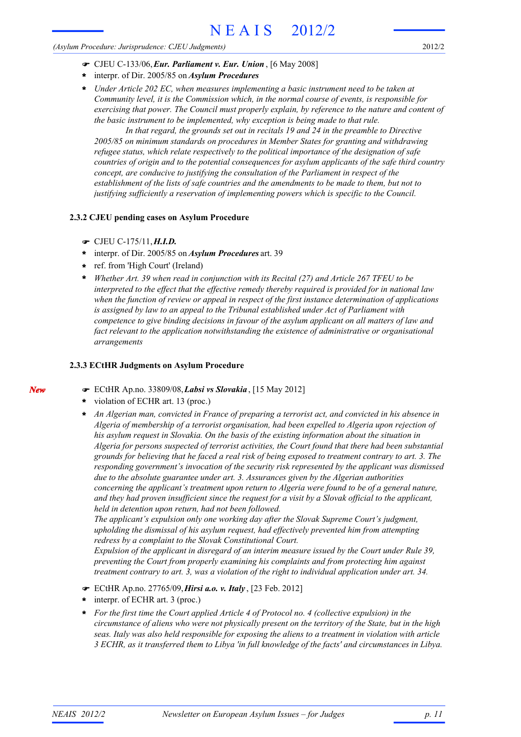- ☛ CJEU C-133/06, ***Eur. Parliament v. Eur. Union***, [6 May 2008]
- \* interpr. of Dir. 2005/85 on ***Asylum Procedures***
- \* *Under Article 202 EC, when measures implementing a basic instrument need to be taken at Community level, it is the Commission which, in the normal course of events, is responsible for exercising that power. The Council must properly explain, by reference to the nature and content of the basic instrument to be implemented, why exception is being made to that rule.*

  *In that regard, the grounds set out in recitals 19 and 24 in the preamble to Directive 2005/85 on minimum standards on procedures in Member States for granting and withdrawing refugee status, which relate respectively to the political importance of the designation of safe countries of origin and to the potential consequences for asylum applicants of the safe third country concept, are conducive to justifying the consultation of the Parliament in respect of the establishment of the lists of safe countries and the amendments to be made to them, but not to justifying sufficiently a reservation of implementing powers which is specific to the Council.*

### 2.3.2 CJEU pending cases on Asylum Procedure

- ☛ CJEU C-175/11, ***H.I.D.***
- \* interpr. of Dir. 2005/85 on ***Asylum Procedures*** art. 39
- \* ref. from 'High Court' (Ireland)
- \* *Whether Art. 39 when read in conjunction with its Recital (27) and Article 267 TFEU to be interpreted to the effect that the effective remedy thereby required is provided for in national law when the function of review or appeal in respect of the first instance determination of applications is assigned by law to an appeal to the Tribunal established under Act of Parliament with competence to give binding decisions in favour of the asylum applicant on all matters of law and fact relevant to the application notwithstanding the existence of administrative or organisational arrangements*

### 2.3.3 ECtHR Judgments on Asylum Procedure

*New*

- ☛ ECtHR Ap.no. 33809/08, ***Labsi vs Slovakia***, [15 May 2012]
- \* violation of ECHR art. 13 (proc.)
- \* *An Algerian man, convicted in France of preparing a terrorist act, and convicted in his absence in Algeria of membership of a terrorist organisation, had been expelled to Algeria upon rejection of his asylum request in Slovakia. On the basis of the existing information about the situation in Algeria for persons suspected of terrorist activities, the Court found that there had been substantial grounds for believing that he faced a real risk of being exposed to treatment contrary to art. 3. The responding government's invocation of the security risk represented by the applicant was dismissed due to the absolute guarantee under art. 3. Assurances given by the Algerian authorities concerning the applicant's treatment upon return to Algeria were found to be of a general nature, and they had proven insufficient since the request for a visit by a Slovak official to the applicant, held in detention upon return, had not been followed.*

  *The applicant's expulsion only one working day after the Slovak Supreme Court's judgment, upholding the dismissal of his asylum request, had effectively prevented him from attempting redress by a complaint to the Slovak Constitutional Court.*

  *Expulsion of the applicant in disregard of an interim measure issued by the Court under Rule 39, preventing the Court from properly examining his complaints and from protecting him against treatment contrary to art. 3, was a violation of the right to individual application under art. 34.*

- ☛ ECtHR Ap.no. 27765/09, ***Hirsi a.o. v. Italy***, [23 Feb. 2012]
- \* interpr. of ECHR art. 3 (proc.)
- \* *For the first time the Court applied Article 4 of Protocol no. 4 (collective expulsion) in the circumstance of aliens who were not physically present on the territory of the State, but in the high seas. Italy was also held responsible for exposing the aliens to a treatment in violation with article 3 ECHR, as it transferred them to Libya 'in full knowledge of the facts' and circumstances in Libya.*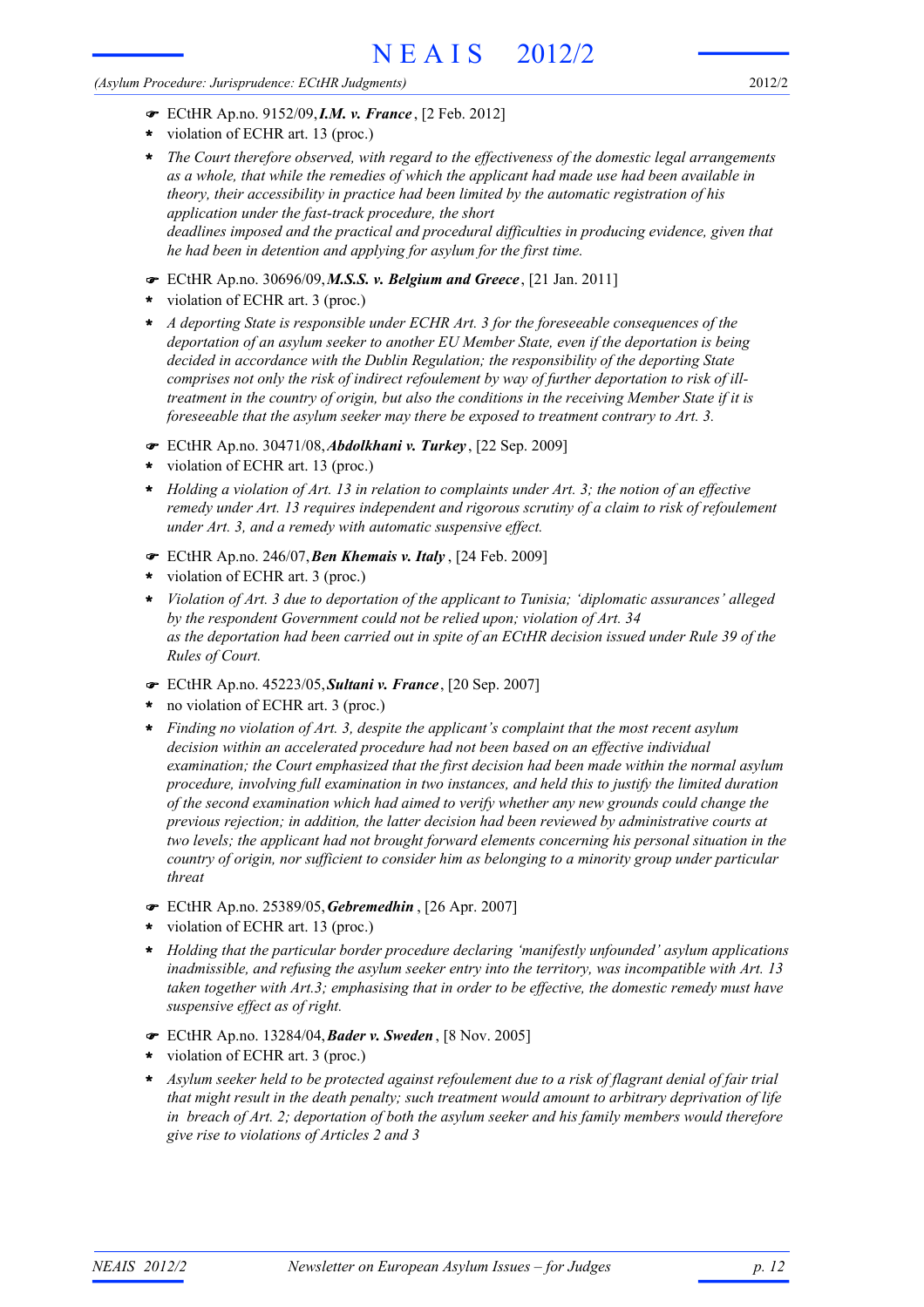☛ ECtHR Ap.no. 9152/09, ***I.M. v. France***, [2 Feb. 2012]

\* violation of ECHR art. 13 (proc.)

\* *The Court therefore observed, with regard to the effectiveness of the domestic legal arrangements as a whole, that while the remedies of which the applicant had made use had been available in theory, their accessibility in practice had been limited by the automatic registration of his application under the fast-track procedure, the short deadlines imposed and the practical and procedural difficulties in producing evidence, given that he had been in detention and applying for asylum for the first time.*

☛ ECtHR Ap.no. 30696/09, ***M.S.S. v. Belgium and Greece***, [21 Jan. 2011]

\* violation of ECHR art. 3 (proc.)

\* *A deporting State is responsible under ECHR Art. 3 for the foreseeable consequences of the deportation of an asylum seeker to another EU Member State, even if the deportation is being decided in accordance with the Dublin Regulation; the responsibility of the deporting State comprises not only the risk of indirect refoulement by way of further deportation to risk of ill-treatment in the country of origin, but also the conditions in the receiving Member State if it is foreseeable that the asylum seeker may there be exposed to treatment contrary to Art. 3.*

☛ ECtHR Ap.no. 30471/08, ***Abdolkhani v. Turkey***, [22 Sep. 2009]

\* violation of ECHR art. 13 (proc.)

\* *Holding a violation of Art. 13 in relation to complaints under Art. 3; the notion of an effective remedy under Art. 13 requires independent and rigorous scrutiny of a claim to risk of refoulement under Art. 3, and a remedy with automatic suspensive effect.*

☛ ECtHR Ap.no. 246/07, ***Ben Khemais v. Italy***, [24 Feb. 2009]

\* violation of ECHR art. 3 (proc.)

\* *Violation of Art. 3 due to deportation of the applicant to Tunisia; 'diplomatic assurances' alleged by the respondent Government could not be relied upon; violation of Art. 34 as the deportation had been carried out in spite of an ECtHR decision issued under Rule 39 of the Rules of Court.*

☛ ECtHR Ap.no. 45223/05, ***Sultani v. France***, [20 Sep. 2007]

\* no violation of ECHR art. 3 (proc.)

\* *Finding no violation of Art. 3, despite the applicant's complaint that the most recent asylum decision within an accelerated procedure had not been based on an effective individual examination; the Court emphasized that the first decision had been made within the normal asylum procedure, involving full examination in two instances, and held this to justify the limited duration of the second examination which had aimed to verify whether any new grounds could change the previous rejection; in addition, the latter decision had been reviewed by administrative courts at two levels; the applicant had not brought forward elements concerning his personal situation in the country of origin, nor sufficient to consider him as belonging to a minority group under particular threat*

☛ ECtHR Ap.no. 25389/05, ***Gebremedhin***, [26 Apr. 2007]

\* violation of ECHR art. 13 (proc.)

\* *Holding that the particular border procedure declaring 'manifestly unfounded' asylum applications inadmissible, and refusing the asylum seeker entry into the territory, was incompatible with Art. 13 taken together with Art.3; emphasising that in order to be effective, the domestic remedy must have suspensive effect as of right.*

☛ ECtHR Ap.no. 13284/04, ***Bader v. Sweden***, [8 Nov. 2005]

\* violation of ECHR art. 3 (proc.)

\* *Asylum seeker held to be protected against refoulement due to a risk of flagrant denial of fair trial that might result in the death penalty; such treatment would amount to arbitrary deprivation of life in breach of Art. 2; deportation of both the asylum seeker and his family members would therefore give rise to violations of Articles 2 and 3*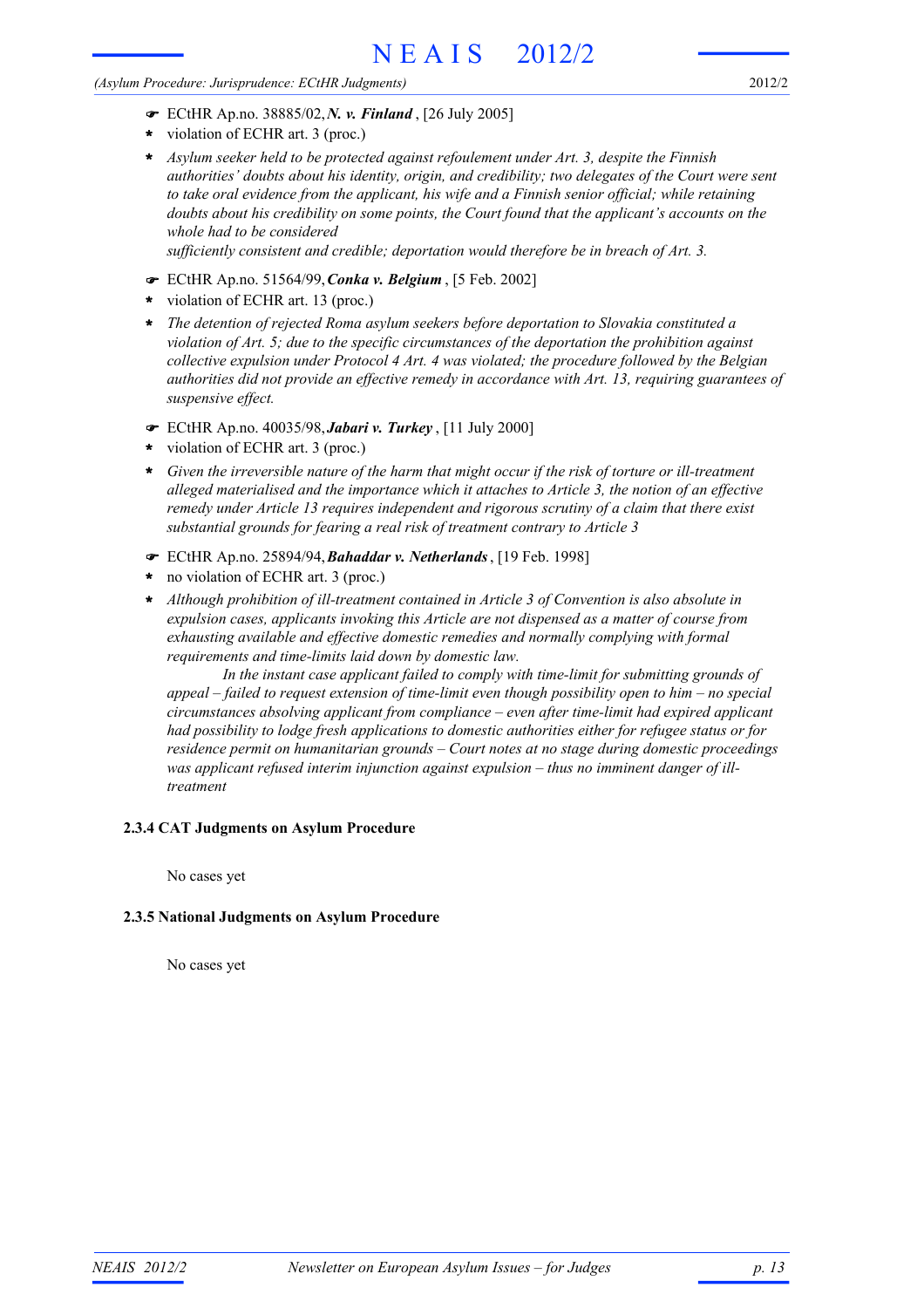- ☛ ECtHR Ap.no. 38885/02, ***N. v. Finland***, [26 July 2005]
- \* violation of ECHR art. 3 (proc.)
- \* *Asylum seeker held to be protected against refoulement under Art. 3, despite the Finnish authorities' doubts about his identity, origin, and credibility; two delegates of the Court were sent to take oral evidence from the applicant, his wife and a Finnish senior official; while retaining doubts about his credibility on some points, the Court found that the applicant's accounts on the whole had to be considered*
  *sufficiently consistent and credible; deportation would therefore be in breach of Art. 3.*

- ☛ ECtHR Ap.no. 51564/99, ***Conka v. Belgium***, [5 Feb. 2002]
- \* violation of ECHR art. 13 (proc.)
- \* *The detention of rejected Roma asylum seekers before deportation to Slovakia constituted a violation of Art. 5; due to the specific circumstances of the deportation the prohibition against collective expulsion under Protocol 4 Art. 4 was violated; the procedure followed by the Belgian authorities did not provide an effective remedy in accordance with Art. 13, requiring guarantees of suspensive effect.*

- ☛ ECtHR Ap.no. 40035/98, ***Jabari v. Turkey***, [11 July 2000]
- \* violation of ECHR art. 3 (proc.)
- \* *Given the irreversible nature of the harm that might occur if the risk of torture or ill-treatment alleged materialised and the importance which it attaches to Article 3, the notion of an effective remedy under Article 13 requires independent and rigorous scrutiny of a claim that there exist substantial grounds for fearing a real risk of treatment contrary to Article 3*

- ☛ ECtHR Ap.no. 25894/94, ***Bahaddar v. Netherlands***, [19 Feb. 1998]
- \* no violation of ECHR art. 3 (proc.)
- \* *Although prohibition of ill-treatment contained in Article 3 of Convention is also absolute in expulsion cases, applicants invoking this Article are not dispensed as a matter of course from exhausting available and effective domestic remedies and normally complying with formal requirements and time-limits laid down by domestic law.*
  *In the instant case applicant failed to comply with time-limit for submitting grounds of appeal – failed to request extension of time-limit even though possibility open to him – no special circumstances absolving applicant from compliance – even after time-limit had expired applicant had possibility to lodge fresh applications to domestic authorities either for refugee status or for residence permit on humanitarian grounds – Court notes at no stage during domestic proceedings was applicant refused interim injunction against expulsion – thus no imminent danger of ill-treatment*

### 2.3.4 CAT Judgments on Asylum Procedure

No cases yet

### 2.3.5 National Judgments on Asylum Procedure

No cases yet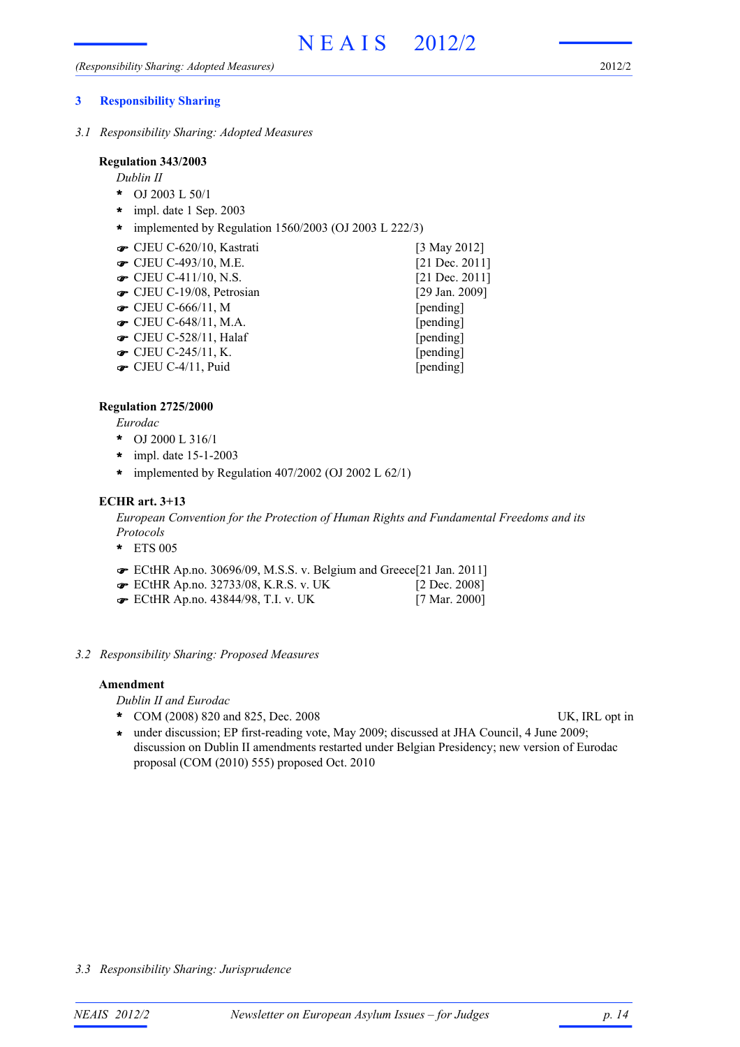## 3 Responsibility Sharing

### *3.1 Responsibility Sharing: Adopted Measures*

**Regulation 343/2003**

*Dublin II*

- * OJ 2003 L 50/1
- * impl. date 1 Sep. 2003
- * implemented by Regulation 1560/2003 (OJ 2003 L 222/3)

| | |
|---|---|
| ☛ CJEU C-620/10, Kastrati | [3 May 2012] |
| ☛ CJEU C-493/10, M.E. | [21 Dec. 2011] |
| ☛ CJEU C-411/10, N.S. | [21 Dec. 2011] |
| ☛ CJEU C-19/08, Petrosian | [29 Jan. 2009] |
| ☛ CJEU C-666/11, M | [pending] |
| ☛ CJEU C-648/11, M.A. | [pending] |
| ☛ CJEU C-528/11, Halaf | [pending] |
| ☛ CJEU C-245/11, K. | [pending] |
| ☛ CJEU C-4/11, Puid | [pending] |

**Regulation 2725/2000**

*Eurodac*

- * OJ 2000 L 316/1
- * impl. date 15-1-2003
- * implemented by Regulation 407/2002 (OJ 2002 L 62/1)

**ECHR art. 3+13**

*European Convention for the Protection of Human Rights and Fundamental Freedoms and its Protocols*

- * ETS 005

| | |
|---|---|
| ☛ ECtHR Ap.no. 30696/09, M.S.S. v. Belgium and Greece | [21 Jan. 2011] |
| ☛ ECtHR Ap.no. 32733/08, K.R.S. v. UK | [2 Dec. 2008] |
| ☛ ECtHR Ap.no. 43844/98, T.I. v. UK | [7 Mar. 2000] |

### *3.2 Responsibility Sharing: Proposed Measures*

**Amendment**

*Dublin II and Eurodac*

- * COM (2008) 820 and 825, Dec. 2008 — UK, IRL opt in
- * under discussion; EP first-reading vote, May 2009; discussed at JHA Council, 4 June 2009; discussion on Dublin II amendments restarted under Belgian Presidency; new version of Eurodac proposal (COM (2010) 555) proposed Oct. 2010

### *3.3 Responsibility Sharing: Jurisprudence*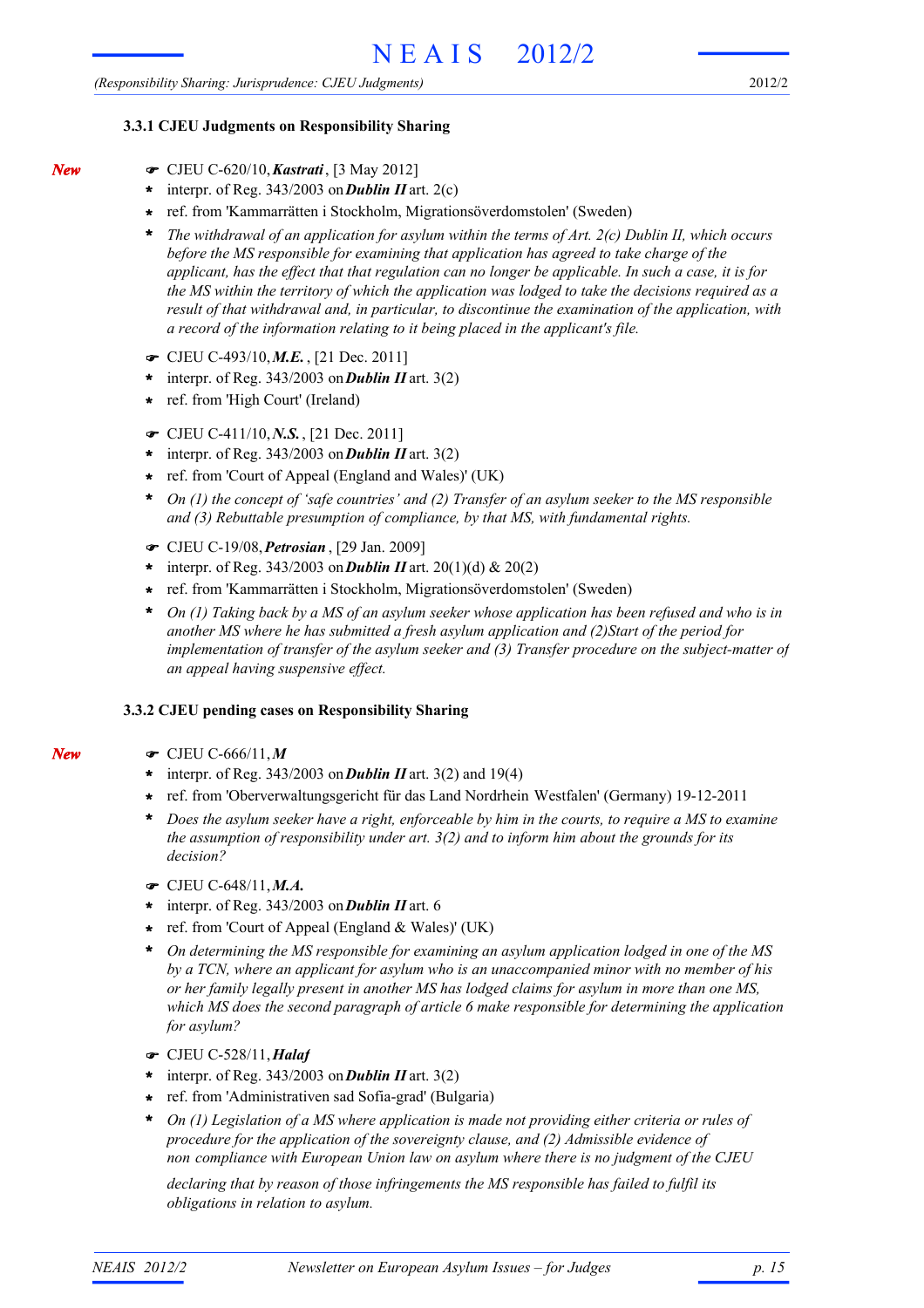### 3.3.1 CJEU Judgments on Responsibility Sharing

*New*

- CJEU C-620/10, ***Kastrati***, [3 May 2012]
  - interpr. of Reg. 343/2003 on ***Dublin II*** art. 2(c)
  - ref. from 'Kammarrätten i Stockholm, Migrationsöverdomstolen' (Sweden)
  - *The withdrawal of an application for asylum within the terms of Art. 2(c) Dublin II, which occurs before the MS responsible for examining that application has agreed to take charge of the applicant, has the effect that that regulation can no longer be applicable. In such a case, it is for the MS within the territory of which the application was lodged to take the decisions required as a result of that withdrawal and, in particular, to discontinue the examination of the application, with a record of the information relating to it being placed in the applicant's file.*

- CJEU C-493/10, ***M.E.***, [21 Dec. 2011]
  - interpr. of Reg. 343/2003 on ***Dublin II*** art. 3(2)
  - ref. from 'High Court' (Ireland)

- CJEU C-411/10, ***N.S.***, [21 Dec. 2011]
  - interpr. of Reg. 343/2003 on ***Dublin II*** art. 3(2)
  - ref. from 'Court of Appeal (England and Wales)' (UK)
  - *On (1) the concept of 'safe countries' and (2) Transfer of an asylum seeker to the MS responsible and (3) Rebuttable presumption of compliance, by that MS, with fundamental rights.*

- CJEU C-19/08, ***Petrosian***, [29 Jan. 2009]
  - interpr. of Reg. 343/2003 on ***Dublin II*** art. 20(1)(d) & 20(2)
  - ref. from 'Kammarrätten i Stockholm, Migrationsöverdomstolen' (Sweden)
  - *On (1) Taking back by a MS of an asylum seeker whose application has been refused and who is in another MS where he has submitted a fresh asylum application and (2)Start of the period for implementation of transfer of the asylum seeker and (3) Transfer procedure on the subject-matter of an appeal having suspensive effect.*

### 3.3.2 CJEU pending cases on Responsibility Sharing

*New*

- CJEU C-666/11, ***M***
  - interpr. of Reg. 343/2003 on ***Dublin II*** art. 3(2) and 19(4)
  - ref. from 'Oberverwaltungsgericht für das Land Nordrhein Westfalen' (Germany) 19-12-2011
  - *Does the asylum seeker have a right, enforceable by him in the courts, to require a MS to examine the assumption of responsibility under art. 3(2) and to inform him about the grounds for its decision?*

- CJEU C-648/11, ***M.A.***
  - interpr. of Reg. 343/2003 on ***Dublin II*** art. 6
  - ref. from 'Court of Appeal (England & Wales)' (UK)
  - *On determining the MS responsible for examining an asylum application lodged in one of the MS by a TCN, where an applicant for asylum who is an unaccompanied minor with no member of his or her family legally present in another MS has lodged claims for asylum in more than one MS, which MS does the second paragraph of article 6 make responsible for determining the application for asylum?*

- CJEU C-528/11, ***Halaf***
  - interpr. of Reg. 343/2003 on ***Dublin II*** art. 3(2)
  - ref. from 'Administrativen sad Sofia-grad' (Bulgaria)
  - *On (1) Legislation of a MS where application is made not providing either criteria or rules of procedure for the application of the sovereignty clause, and (2) Admissible evidence of non compliance with European Union law on asylum where there is no judgment of the CJEU declaring that by reason of those infringements the MS responsible has failed to fulfil its obligations in relation to asylum.*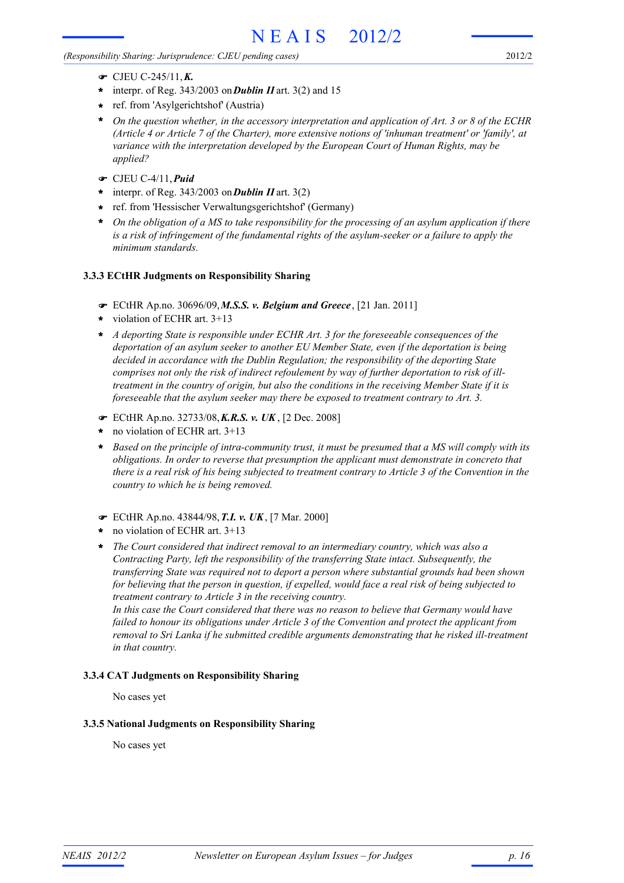- ☛ CJEU C-245/11, ***K.***
- \* interpr. of Reg. 343/2003 on ***Dublin II*** art. 3(2) and 15
- \* ref. from 'Asylgerichtshof' (Austria)
- \* *On the question whether, in the accessory interpretation and application of Art. 3 or 8 of the ECHR (Article 4 or Article 7 of the Charter), more extensive notions of 'inhuman treatment' or 'family', at variance with the interpretation developed by the European Court of Human Rights, may be applied?*

- ☛ CJEU C-4/11, ***Puid***
- \* interpr. of Reg. 343/2003 on ***Dublin II*** art. 3(2)
- \* ref. from 'Hessischer Verwaltungsgerichtshof' (Germany)
- \* *On the obligation of a MS to take responsibility for the processing of an asylum application if there is a risk of infringement of the fundamental rights of the asylum-seeker or a failure to apply the minimum standards.*

### 3.3.3 ECtHR Judgments on Responsibility Sharing

- ☛ ECtHR Ap.no. 30696/09, ***M.S.S. v. Belgium and Greece***, [21 Jan. 2011]
- \* violation of ECHR art. 3+13
- \* *A deporting State is responsible under ECHR Art. 3 for the foreseeable consequences of the deportation of an asylum seeker to another EU Member State, even if the deportation is being decided in accordance with the Dublin Regulation; the responsibility of the deporting State comprises not only the risk of indirect refoulement by way of further deportation to risk of ill-treatment in the country of origin, but also the conditions in the receiving Member State if it is foreseeable that the asylum seeker may there be exposed to treatment contrary to Art. 3.*

- ☛ ECtHR Ap.no. 32733/08, ***K.R.S. v. UK***, [2 Dec. 2008]
- \* no violation of ECHR art. 3+13
- \* *Based on the principle of intra-community trust, it must be presumed that a MS will comply with its obligations. In order to reverse that presumption the applicant must demonstrate in concreto that there is a real risk of his being subjected to treatment contrary to Article 3 of the Convention in the country to which he is being removed.*

- ☛ ECtHR Ap.no. 43844/98, ***T.I. v. UK***, [7 Mar. 2000]
- \* no violation of ECHR art. 3+13
- \* *The Court considered that indirect removal to an intermediary country, which was also a Contracting Party, left the responsibility of the transferring State intact. Subsequently, the transferring State was required not to deport a person where substantial grounds had been shown for believing that the person in question, if expelled, would face a real risk of being subjected to treatment contrary to Article 3 in the receiving country.*
  *In this case the Court considered that there was no reason to believe that Germany would have failed to honour its obligations under Article 3 of the Convention and protect the applicant from removal to Sri Lanka if he submitted credible arguments demonstrating that he risked ill-treatment in that country.*

### 3.3.4 CAT Judgments on Responsibility Sharing

No cases yet

### 3.3.5 National Judgments on Responsibility Sharing

No cases yet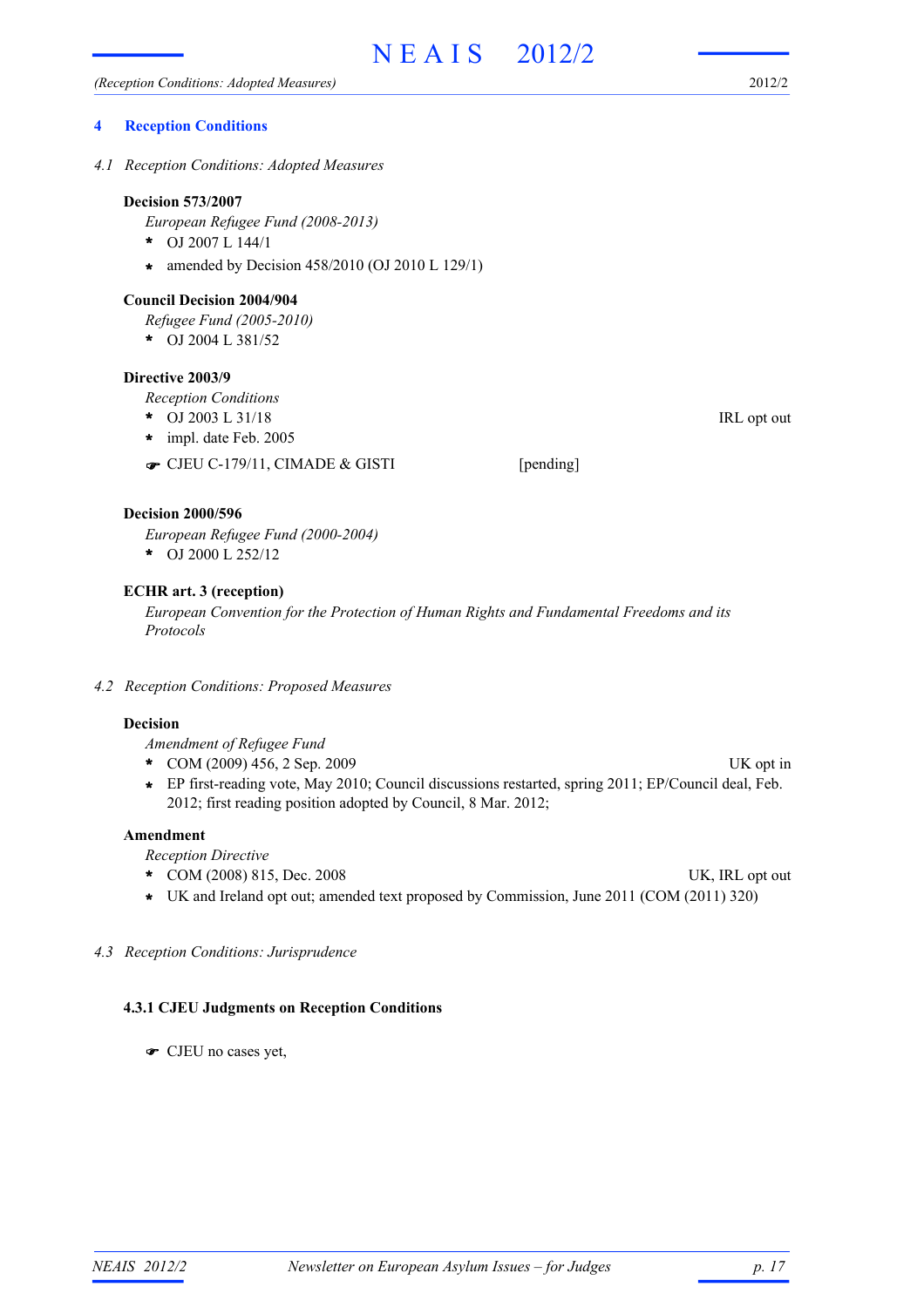## 4 Reception Conditions

### *4.1 Reception Conditions: Adopted Measures*

**Decision 573/2007**

*European Refugee Fund (2008-2013)*

- OJ 2007 L 144/1
- amended by Decision 458/2010 (OJ 2010 L 129/1)

**Council Decision 2004/904**

*Refugee Fund (2005-2010)*

- OJ 2004 L 381/52

**Directive 2003/9**

*Reception Conditions*

- OJ 2003 L 31/18 — IRL opt out
- impl. date Feb. 2005

☛ CJEU C-179/11, CIMADE & GISTI [pending]

**Decision 2000/596**

*European Refugee Fund (2000-2004)*

- OJ 2000 L 252/12

**ECHR art. 3 (reception)**

*European Convention for the Protection of Human Rights and Fundamental Freedoms and its Protocols*

### *4.2 Reception Conditions: Proposed Measures*

**Decision**

*Amendment of Refugee Fund*

- COM (2009) 456, 2 Sep. 2009 — UK opt in
- EP first-reading vote, May 2010; Council discussions restarted, spring 2011; EP/Council deal, Feb. 2012; first reading position adopted by Council, 8 Mar. 2012;

**Amendment**

*Reception Directive*

- COM (2008) 815, Dec. 2008 — UK, IRL opt out
- UK and Ireland opt out; amended text proposed by Commission, June 2011 (COM (2011) 320)

### *4.3 Reception Conditions: Jurisprudence*

#### 4.3.1 CJEU Judgments on Reception Conditions

☛ CJEU no cases yet,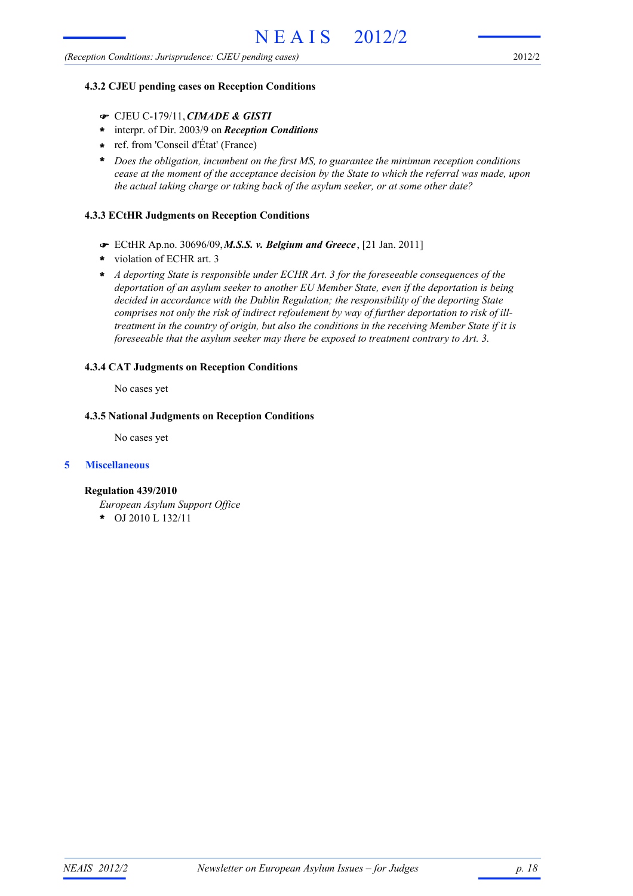#### 4.3.2 CJEU pending cases on Reception Conditions

- ☛ CJEU C-179/11, ***CIMADE & GISTI***
- * interpr. of Dir. 2003/9 on ***Reception Conditions***
- * ref. from 'Conseil d'État' (France)
- * *Does the obligation, incumbent on the first MS, to guarantee the minimum reception conditions cease at the moment of the acceptance decision by the State to which the referral was made, upon the actual taking charge or taking back of the asylum seeker, or at some other date?*

#### 4.3.3 ECtHR Judgments on Reception Conditions

- ☛ ECtHR Ap.no. 30696/09, ***M.S.S. v. Belgium and Greece***, [21 Jan. 2011]
- * violation of ECHR art. 3
- * *A deporting State is responsible under ECHR Art. 3 for the foreseeable consequences of the deportation of an asylum seeker to another EU Member State, even if the deportation is being decided in accordance with the Dublin Regulation; the responsibility of the deporting State comprises not only the risk of indirect refoulement by way of further deportation to risk of ill-treatment in the country of origin, but also the conditions in the receiving Member State if it is foreseeable that the asylum seeker may there be exposed to treatment contrary to Art. 3.*

#### 4.3.4 CAT Judgments on Reception Conditions

No cases yet

#### 4.3.5 National Judgments on Reception Conditions

No cases yet

## 5 Miscellaneous

**Regulation 439/2010**

*European Asylum Support Office*

- * OJ 2010 L 132/11